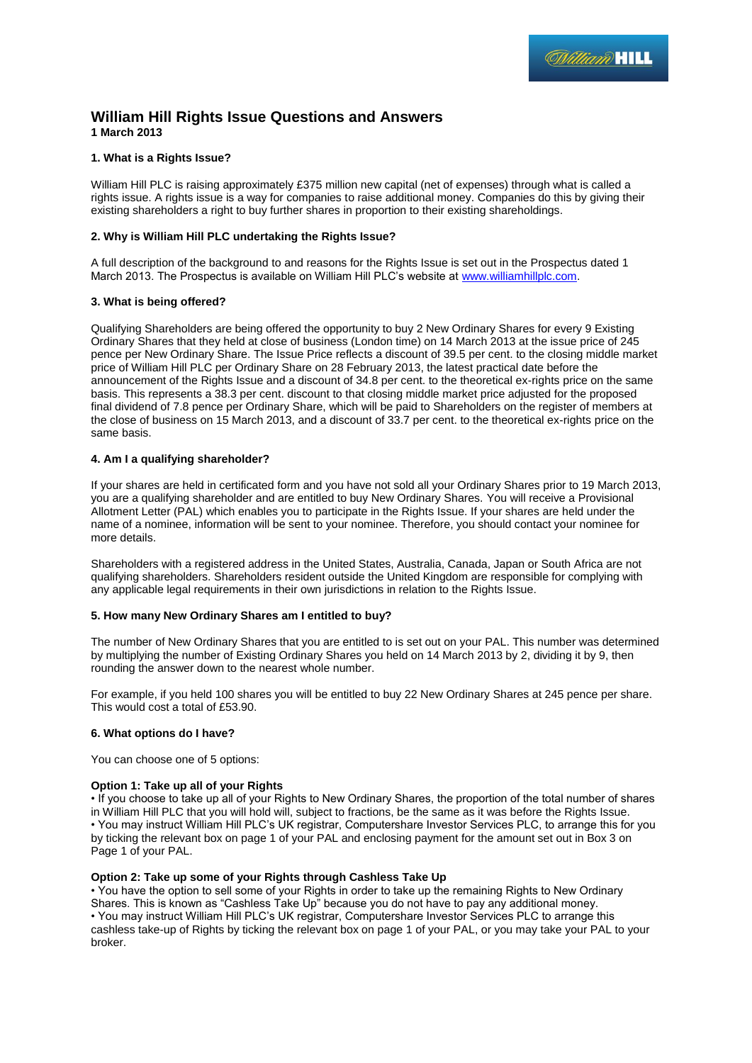# William Hill Rights Issue Questions and Answers

**1 March 2013**

### 1. What is a Rights Issue?

William Hill PLC is raising approximately £375 million new capital (net of expenses) through what is called a rights issue. A rights issue is a way for companies to raise additional money. Companies do this by giving their existing shareholders a right to buy further shares in proportion to their existing shareholdings.

### 2. Why is William Hill PLC undertaking the Rights Issue?

A full description of the background to and reasons for the Rights Issue is set out in the Prospectus dated 1 March 2013. The Prospectus is available on William Hill PLC's website at www.williamhillplc.com.

### 3. What is being offered?

Qualifying Shareholders are being offered the opportunity to buy 2 New Ordinary Shares for every 9 Existing Ordinary Shares that they held at close of business (London time) on 14 March 2013 at the issue price of 245 pence per New Ordinary Share. The Issue Price reflects a discount of 39.5 per cent. to the closing middle market price of William Hill PLC per Ordinary Share on 28 February 2013, the latest practical date before the announcement of the Rights Issue and a discount of 34.8 per cent. to the theoretical ex-rights price on the same basis. This represents a 38.3 per cent. discount to that closing middle market price adjusted for the proposed final dividend of 7.8 pence per Ordinary Share, which will be paid to Shareholders on the register of members at the close of business on 15 March 2013, and a discount of 33.7 per cent. to the theoretical ex-rights price on the same basis.

### 4. Am I a qualifying shareholder?

If your shares are held in certificated form and you have not sold all your Ordinary Shares prior to 19 March 2013, you are a qualifying shareholder and are entitled to buy New Ordinary Shares. You will receive a Provisional Allotment Letter (PAL) which enables you to participate in the Rights Issue. If your shares are held under the name of a nominee, information will be sent to your nominee. Therefore, you should contact your nominee for more details.

Shareholders with a registered address in the United States, Australia, Canada, Japan or South Africa are not qualifying shareholders. Shareholders resident outside the United Kingdom are responsible for complying with any applicable legal requirements in their own jurisdictions in relation to the Rights Issue.

### 5. How many New Ordinary Shares am I entitled to buy?

The number of New Ordinary Shares that you are entitled to is set out on your PAL. This number was determined by multiplying the number of Existing Ordinary Shares you held on 14 March 2013 by 2, dividing it by 9, then rounding the answer down to the nearest whole number.

For example, if you held 100 shares you will be entitled to buy 22 New Ordinary Shares at 245 pence per share. This would cost a total of £53.90.

### 6. What options do I have?

You can choose one of 5 options:

**Option 1: Take up all of your Rights**

- If you choose to take up all of your Rights to New Ordinary Shares, the proportion of the total number of shares in William Hill PLC that you will hold will, subject to fractions, be the same as it was before the Rights Issue.
- You may instruct William Hill PLC's UK registrar, Computershare Investor Services PLC, to arrange this for you by ticking the relevant box on page 1 of your PAL and enclosing payment for the amount set out in Box 3 on Page 1 of your PAL.

**Option 2: Take up some of your Rights through Cashless Take Up**

- You have the option to sell some of your Rights in order to take up the remaining Rights to New Ordinary Shares. This is known as "Cashless Take Up" because you do not have to pay any additional money.
- You may instruct William Hill PLC's UK registrar, Computershare Investor Services PLC to arrange this cashless take-up of Rights by ticking the relevant box on page 1 of your PAL, or you may take your PAL to your broker.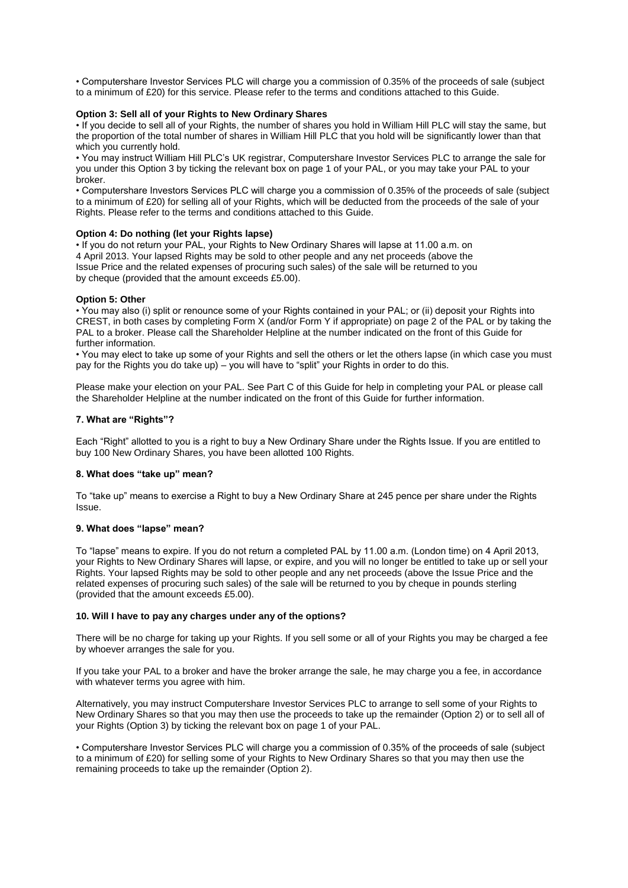• Computershare Investor Services PLC will charge you a commission of 0.35% of the proceeds of sale (subject to a minimum of £20) for this service. Please refer to the terms and conditions attached to this Guide.

**Option 3: Sell all of your Rights to New Ordinary Shares**

• If you decide to sell all of your Rights, the number of shares you hold in William Hill PLC will stay the same, but the proportion of the total number of shares in William Hill PLC that you hold will be significantly lower than that which you currently hold.

• You may instruct William Hill PLC's UK registrar, Computershare Investor Services PLC to arrange the sale for you under this Option 3 by ticking the relevant box on page 1 of your PAL, or you may take your PAL to your broker.

• Computershare Investors Services PLC will charge you a commission of 0.35% of the proceeds of sale (subject to a minimum of £20) for selling all of your Rights, which will be deducted from the proceeds of the sale of your Rights. Please refer to the terms and conditions attached to this Guide.

**Option 4: Do nothing (let your Rights lapse)**

• If you do not return your PAL, your Rights to New Ordinary Shares will lapse at 11.00 a.m. on 4 April 2013. Your lapsed Rights may be sold to other people and any net proceeds (above the Issue Price and the related expenses of procuring such sales) of the sale will be returned to you by cheque (provided that the amount exceeds £5.00).

**Option 5: Other**

• You may also (i) split or renounce some of your Rights contained in your PAL; or (ii) deposit your Rights into CREST, in both cases by completing Form X (and/or Form Y if appropriate) on page 2 of the PAL or by taking the PAL to a broker. Please call the Shareholder Helpline at the number indicated on the front of this Guide for further information.

• You may elect to take up some of your Rights and sell the others or let the others lapse (in which case you must pay for the Rights you do take up) – you will have to "split" your Rights in order to do this.

Please make your election on your PAL. See Part C of this Guide for help in completing your PAL or please call the Shareholder Helpline at the number indicated on the front of this Guide for further information.

**7. What are "Rights"?**

Each "Right" allotted to you is a right to buy a New Ordinary Share under the Rights Issue. If you are entitled to buy 100 New Ordinary Shares, you have been allotted 100 Rights.

**8. What does "take up" mean?**

To "take up" means to exercise a Right to buy a New Ordinary Share at 245 pence per share under the Rights Issue.

**9. What does "lapse" mean?**

To "lapse" means to expire. If you do not return a completed PAL by 11.00 a.m. (London time) on 4 April 2013, your Rights to New Ordinary Shares will lapse, or expire, and you will no longer be entitled to take up or sell your Rights. Your lapsed Rights may be sold to other people and any net proceeds (above the Issue Price and the related expenses of procuring such sales) of the sale will be returned to you by cheque in pounds sterling (provided that the amount exceeds £5.00).

**10. Will I have to pay any charges under any of the options?**

There will be no charge for taking up your Rights. If you sell some or all of your Rights you may be charged a fee by whoever arranges the sale for you.

If you take your PAL to a broker and have the broker arrange the sale, he may charge you a fee, in accordance with whatever terms you agree with him.

Alternatively, you may instruct Computershare Investor Services PLC to arrange to sell some of your Rights to New Ordinary Shares so that you may then use the proceeds to take up the remainder (Option 2) or to sell all of your Rights (Option 3) by ticking the relevant box on page 1 of your PAL.

• Computershare Investor Services PLC will charge you a commission of 0.35% of the proceeds of sale (subject to a minimum of £20) for selling some of your Rights to New Ordinary Shares so that you may then use the remaining proceeds to take up the remainder (Option 2).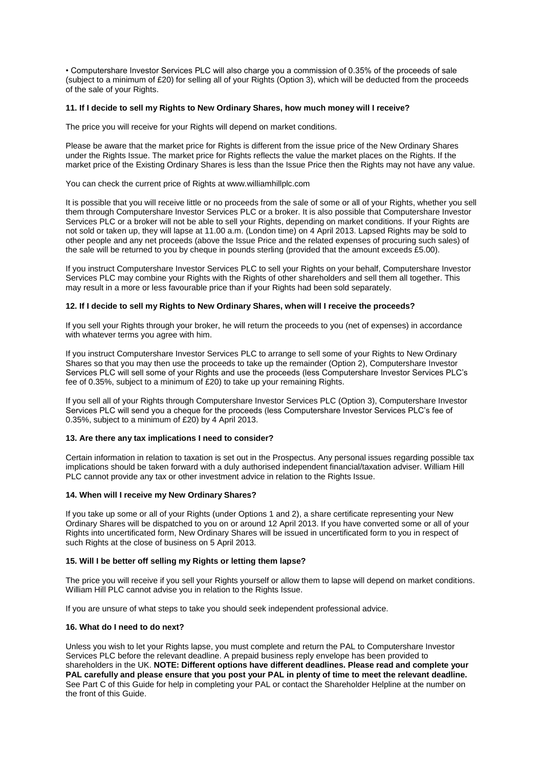- Computershare Investor Services PLC will also charge you a commission of 0.35% of the proceeds of sale (subject to a minimum of £20) for selling all of your Rights (Option 3), which will be deducted from the proceeds of the sale of your Rights.

**11. If I decide to sell my Rights to New Ordinary Shares, how much money will I receive?**

The price you will receive for your Rights will depend on market conditions.

Please be aware that the market price for Rights is different from the issue price of the New Ordinary Shares under the Rights Issue. The market price for Rights reflects the value the market places on the Rights. If the market price of the Existing Ordinary Shares is less than the Issue Price then the Rights may not have any value.

You can check the current price of Rights at www.williamhillplc.com

It is possible that you will receive little or no proceeds from the sale of some or all of your Rights, whether you sell them through Computershare Investor Services PLC or a broker. It is also possible that Computershare Investor Services PLC or a broker will not be able to sell your Rights, depending on market conditions. If your Rights are not sold or taken up, they will lapse at 11.00 a.m. (London time) on 4 April 2013. Lapsed Rights may be sold to other people and any net proceeds (above the Issue Price and the related expenses of procuring such sales) of the sale will be returned to you by cheque in pounds sterling (provided that the amount exceeds £5.00).

If you instruct Computershare Investor Services PLC to sell your Rights on your behalf, Computershare Investor Services PLC may combine your Rights with the Rights of other shareholders and sell them all together. This may result in a more or less favourable price than if your Rights had been sold separately.

**12. If I decide to sell my Rights to New Ordinary Shares, when will I receive the proceeds?**

If you sell your Rights through your broker, he will return the proceeds to you (net of expenses) in accordance with whatever terms you agree with him.

If you instruct Computershare Investor Services PLC to arrange to sell some of your Rights to New Ordinary Shares so that you may then use the proceeds to take up the remainder (Option 2), Computershare Investor Services PLC will sell some of your Rights and use the proceeds (less Computershare Investor Services PLC's fee of 0.35%, subject to a minimum of £20) to take up your remaining Rights.

If you sell all of your Rights through Computershare Investor Services PLC (Option 3), Computershare Investor Services PLC will send you a cheque for the proceeds (less Computershare Investor Services PLC's fee of 0.35%, subject to a minimum of £20) by 4 April 2013.

**13. Are there any tax implications I need to consider?**

Certain information in relation to taxation is set out in the Prospectus. Any personal issues regarding possible tax implications should be taken forward with a duly authorised independent financial/taxation adviser. William Hill PLC cannot provide any tax or other investment advice in relation to the Rights Issue.

**14. When will I receive my New Ordinary Shares?**

If you take up some or all of your Rights (under Options 1 and 2), a share certificate representing your New Ordinary Shares will be dispatched to you on or around 12 April 2013. If you have converted some or all of your Rights into uncertificated form, New Ordinary Shares will be issued in uncertificated form to you in respect of such Rights at the close of business on 5 April 2013.

**15. Will I be better off selling my Rights or letting them lapse?**

The price you will receive if you sell your Rights yourself or allow them to lapse will depend on market conditions. William Hill PLC cannot advise you in relation to the Rights Issue.

If you are unsure of what steps to take you should seek independent professional advice.

**16. What do I need to do next?**

Unless you wish to let your Rights lapse, you must complete and return the PAL to Computershare Investor Services PLC before the relevant deadline. A prepaid business reply envelope has been provided to shareholders in the UK. **NOTE: Different options have different deadlines. Please read and complete your PAL carefully and please ensure that you post your PAL in plenty of time to meet the relevant deadline.** See Part C of this Guide for help in completing your PAL or contact the Shareholder Helpline at the number on the front of this Guide.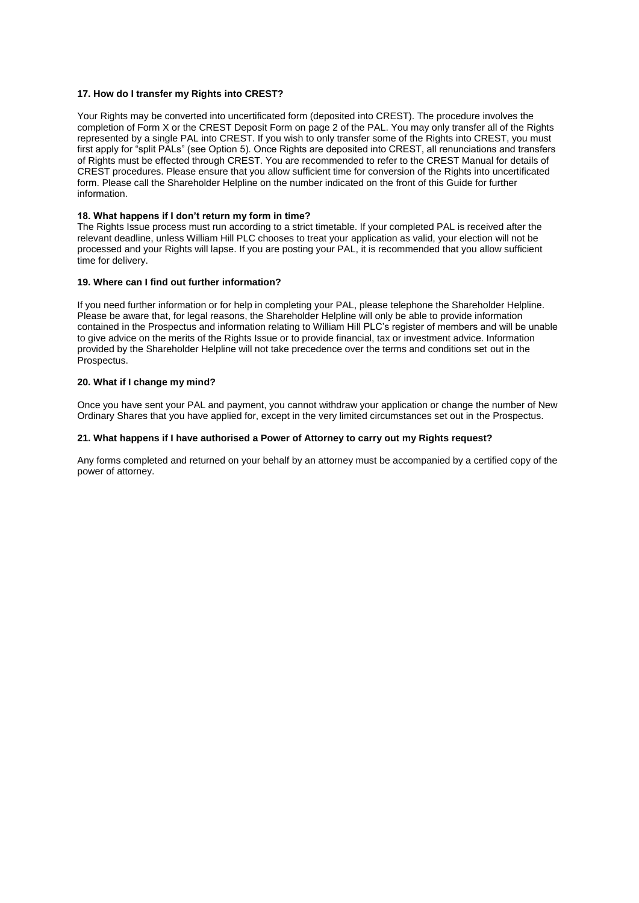### 17. How do I transfer my Rights into CREST?

Your Rights may be converted into uncertificated form (deposited into CREST). The procedure involves the completion of Form X or the CREST Deposit Form on page 2 of the PAL. You may only transfer all of the Rights represented by a single PAL into CREST. If you wish to only transfer some of the Rights into CREST, you must first apply for "split PALs" (see Option 5). Once Rights are deposited into CREST, all renunciations and transfers of Rights must be effected through CREST. You are recommended to refer to the CREST Manual for details of CREST procedures. Please ensure that you allow sufficient time for conversion of the Rights into uncertificated form. Please call the Shareholder Helpline on the number indicated on the front of this Guide for further information.

### 18. What happens if I don't return my form in time?

The Rights Issue process must run according to a strict timetable. If your completed PAL is received after the relevant deadline, unless William Hill PLC chooses to treat your application as valid, your election will not be processed and your Rights will lapse. If you are posting your PAL, it is recommended that you allow sufficient time for delivery.

### 19. Where can I find out further information?

If you need further information or for help in completing your PAL, please telephone the Shareholder Helpline. Please be aware that, for legal reasons, the Shareholder Helpline will only be able to provide information contained in the Prospectus and information relating to William Hill PLC's register of members and will be unable to give advice on the merits of the Rights Issue or to provide financial, tax or investment advice. Information provided by the Shareholder Helpline will not take precedence over the terms and conditions set out in the Prospectus.

### 20. What if I change my mind?

Once you have sent your PAL and payment, you cannot withdraw your application or change the number of New Ordinary Shares that you have applied for, except in the very limited circumstances set out in the Prospectus.

### 21. What happens if I have authorised a Power of Attorney to carry out my Rights request?

Any forms completed and returned on your behalf by an attorney must be accompanied by a certified copy of the power of attorney.